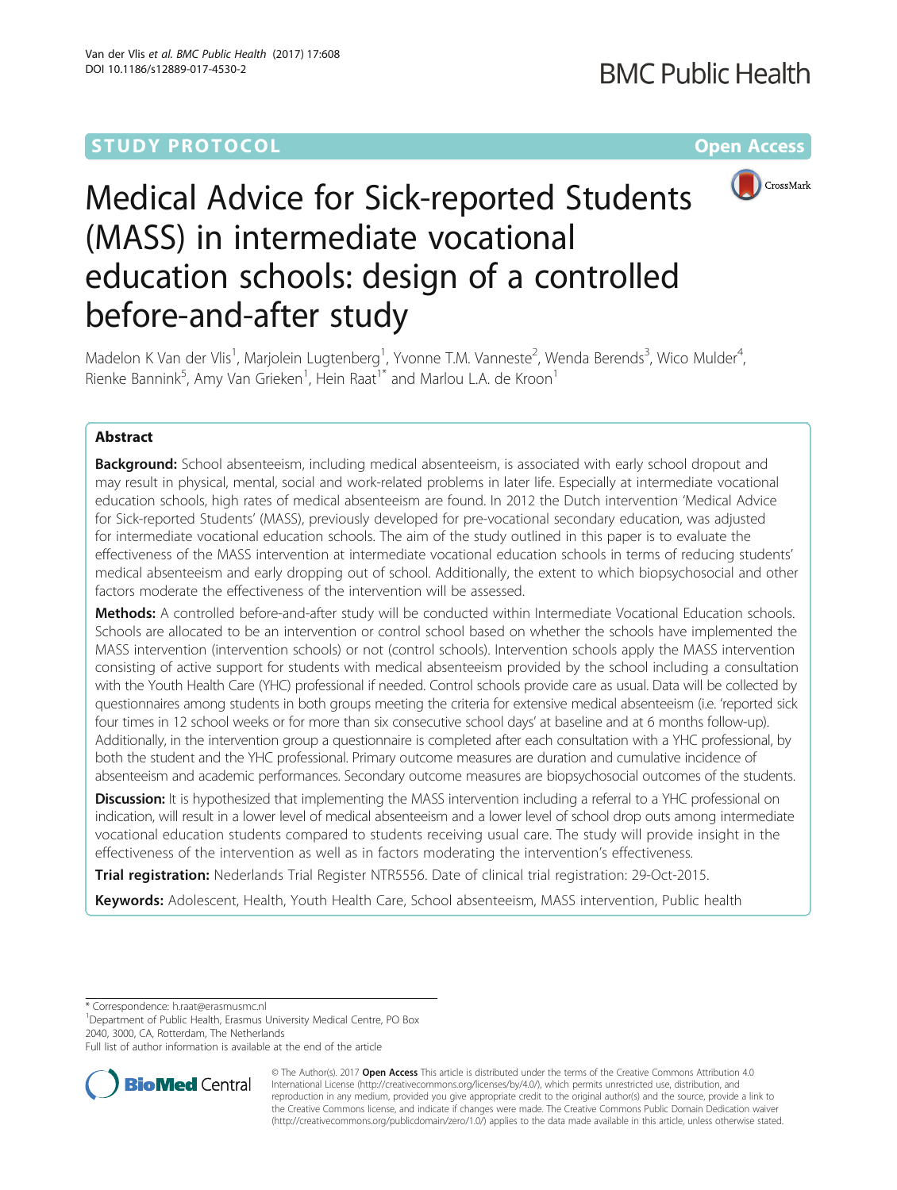STUDY PROTOCOL

Open Access

# Medical Advice for Sick-reported Students (MASS) in intermediate vocational education schools: design of a controlled before-and-after study

Madelon K Van der Vlis[1], Marjolein Lugtenberg[1], Yvonne T.M. Vanneste[2], Wenda Berends[3], Wico Mulder[4], Rienke Bannink[5], Amy Van Grieken[1], Hein Raat[1*] and Marlou L.A. de Kroon[1]

## Abstract

**Background:** School absenteeism, including medical absenteeism, is associated with early school dropout and may result in physical, mental, social and work-related problems in later life. Especially at intermediate vocational education schools, high rates of medical absenteeism are found. In 2012 the Dutch intervention 'Medical Advice for Sick-reported Students' (MASS), previously developed for pre-vocational secondary education, was adjusted for intermediate vocational education schools. The aim of the study outlined in this paper is to evaluate the effectiveness of the MASS intervention at intermediate vocational education schools in terms of reducing students' medical absenteeism and early dropping out of school. Additionally, the extent to which biopsychosocial and other factors moderate the effectiveness of the intervention will be assessed.

**Methods:** A controlled before-and-after study will be conducted within Intermediate Vocational Education schools. Schools are allocated to be an intervention or control school based on whether the schools have implemented the MASS intervention (intervention schools) or not (control schools). Intervention schools apply the MASS intervention consisting of active support for students with medical absenteeism provided by the school including a consultation with the Youth Health Care (YHC) professional if needed. Control schools provide care as usual. Data will be collected by questionnaires among students in both groups meeting the criteria for extensive medical absenteeism (i.e. 'reported sick four times in 12 school weeks or for more than six consecutive school days' at baseline and at 6 months follow-up). Additionally, in the intervention group a questionnaire is completed after each consultation with a YHC professional, by both the student and the YHC professional. Primary outcome measures are duration and cumulative incidence of absenteeism and academic performances. Secondary outcome measures are biopsychosocial outcomes of the students.

**Discussion:** It is hypothesized that implementing the MASS intervention including a referral to a YHC professional on indication, will result in a lower level of medical absenteeism and a lower level of school drop outs among intermediate vocational education students compared to students receiving usual care. The study will provide insight in the effectiveness of the intervention as well as in factors moderating the intervention's effectiveness.

**Trial registration:** Nederlands Trial Register NTR5556. Date of clinical trial registration: 29-Oct-2015.

**Keywords:** Adolescent, Health, Youth Health Care, School absenteeism, MASS intervention, Public health

\* Correspondence: h.raat@erasmusmc.nl

[1]Department of Public Health, Erasmus University Medical Centre, PO Box 2040, 3000, CA, Rotterdam, The Netherlands

Full list of author information is available at the end of the article

© The Author(s). 2017 **Open Access** This article is distributed under the terms of the Creative Commons Attribution 4.0 International License (http://creativecommons.org/licenses/by/4.0/), which permits unrestricted use, distribution, and reproduction in any medium, provided you give appropriate credit to the original author(s) and the source, provide a link to the Creative Commons license, and indicate if changes were made. The Creative Commons Public Domain Dedication waiver (http://creativecommons.org/publicdomain/zero/1.0/) applies to the data made available in this article, unless otherwise stated.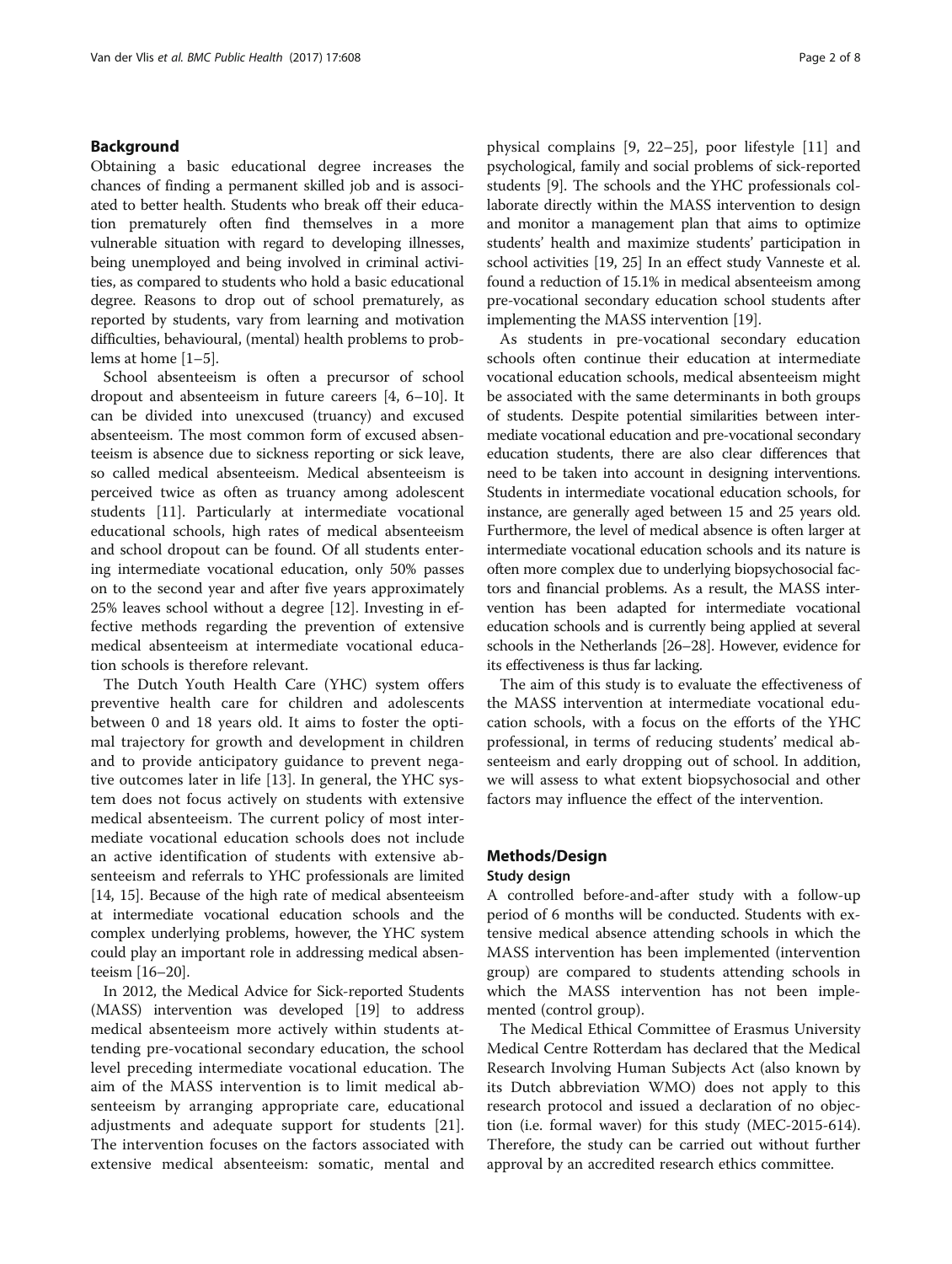## Background

Obtaining a basic educational degree increases the chances of finding a permanent skilled job and is associated to better health. Students who break off their education prematurely often find themselves in a more vulnerable situation with regard to developing illnesses, being unemployed and being involved in criminal activities, as compared to students who hold a basic educational degree. Reasons to drop out of school prematurely, as reported by students, vary from learning and motivation difficulties, behavioural, (mental) health problems to problems at home [1–5].

School absenteeism is often a precursor of school dropout and absenteeism in future careers [4, 6–10]. It can be divided into unexcused (truancy) and excused absenteeism. The most common form of excused absenteeism is absence due to sickness reporting or sick leave, so called medical absenteeism. Medical absenteeism is perceived twice as often as truancy among adolescent students [11]. Particularly at intermediate vocational educational schools, high rates of medical absenteeism and school dropout can be found. Of all students entering intermediate vocational education, only 50% passes on to the second year and after five years approximately 25% leaves school without a degree [12]. Investing in effective methods regarding the prevention of extensive medical absenteeism at intermediate vocational education schools is therefore relevant.

The Dutch Youth Health Care (YHC) system offers preventive health care for children and adolescents between 0 and 18 years old. It aims to foster the optimal trajectory for growth and development in children and to provide anticipatory guidance to prevent negative outcomes later in life [13]. In general, the YHC system does not focus actively on students with extensive medical absenteeism. The current policy of most intermediate vocational education schools does not include an active identification of students with extensive absenteeism and referrals to YHC professionals are limited [14, 15]. Because of the high rate of medical absenteeism at intermediate vocational education schools and the complex underlying problems, however, the YHC system could play an important role in addressing medical absenteeism [16–20].

In 2012, the Medical Advice for Sick-reported Students (MASS) intervention was developed [19] to address medical absenteeism more actively within students attending pre-vocational secondary education, the school level preceding intermediate vocational education. The aim of the MASS intervention is to limit medical absenteeism by arranging appropriate care, educational adjustments and adequate support for students [21]. The intervention focuses on the factors associated with extensive medical absenteeism: somatic, mental and physical complains [9, 22–25], poor lifestyle [11] and psychological, family and social problems of sick-reported students [9]. The schools and the YHC professionals collaborate directly within the MASS intervention to design and monitor a management plan that aims to optimize students' health and maximize students' participation in school activities [19, 25] In an effect study Vanneste et al. found a reduction of 15.1% in medical absenteeism among pre-vocational secondary education school students after implementing the MASS intervention [19].

As students in pre-vocational secondary education schools often continue their education at intermediate vocational education schools, medical absenteeism might be associated with the same determinants in both groups of students. Despite potential similarities between intermediate vocational education and pre-vocational secondary education students, there are also clear differences that need to be taken into account in designing interventions. Students in intermediate vocational education schools, for instance, are generally aged between 15 and 25 years old. Furthermore, the level of medical absence is often larger at intermediate vocational education schools and its nature is often more complex due to underlying biopsychosocial factors and financial problems. As a result, the MASS intervention has been adapted for intermediate vocational education schools and is currently being applied at several schools in the Netherlands [26–28]. However, evidence for its effectiveness is thus far lacking.

The aim of this study is to evaluate the effectiveness of the MASS intervention at intermediate vocational education schools, with a focus on the efforts of the YHC professional, in terms of reducing students' medical absenteeism and early dropping out of school. In addition, we will assess to what extent biopsychosocial and other factors may influence the effect of the intervention.

## Methods/Design

### Study design

A controlled before-and-after study with a follow-up period of 6 months will be conducted. Students with extensive medical absence attending schools in which the MASS intervention has been implemented (intervention group) are compared to students attending schools in which the MASS intervention has not been implemented (control group).

The Medical Ethical Committee of Erasmus University Medical Centre Rotterdam has declared that the Medical Research Involving Human Subjects Act (also known by its Dutch abbreviation WMO) does not apply to this research protocol and issued a declaration of no objection (i.e. formal waver) for this study (MEC-2015-614). Therefore, the study can be carried out without further approval by an accredited research ethics committee.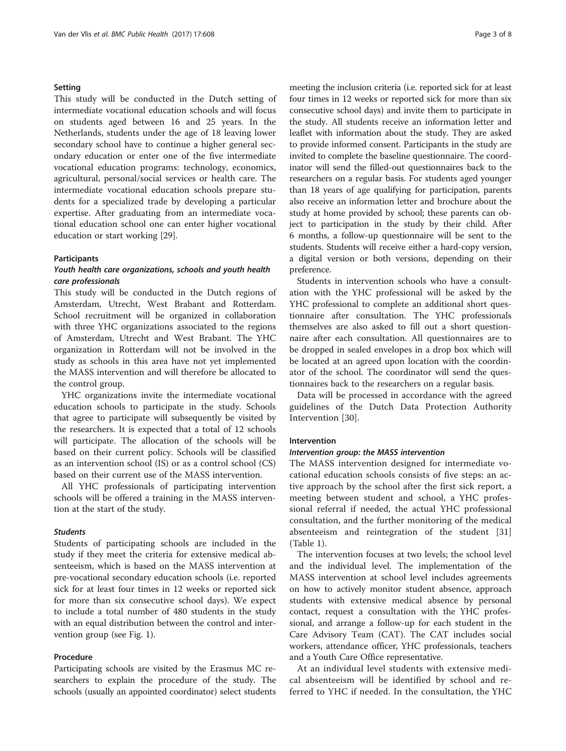## Setting

This study will be conducted in the Dutch setting of intermediate vocational education schools and will focus on students aged between 16 and 25 years. In the Netherlands, students under the age of 18 leaving lower secondary school have to continue a higher general secondary education or enter one of the five intermediate vocational education programs: technology, economics, agricultural, personal/social services or health care. The intermediate vocational education schools prepare students for a specialized trade by developing a particular expertise. After graduating from an intermediate vocational education school one can enter higher vocational education or start working [29].

## Participants

### *Youth health care organizations, schools and youth health care professionals*

This study will be conducted in the Dutch regions of Amsterdam, Utrecht, West Brabant and Rotterdam. School recruitment will be organized in collaboration with three YHC organizations associated to the regions of Amsterdam, Utrecht and West Brabant. The YHC organization in Rotterdam will not be involved in the study as schools in this area have not yet implemented the MASS intervention and will therefore be allocated to the control group.

YHC organizations invite the intermediate vocational education schools to participate in the study. Schools that agree to participate will subsequently be visited by the researchers. It is expected that a total of 12 schools will participate. The allocation of the schools will be based on their current policy. Schools will be classified as an intervention school (IS) or as a control school (CS) based on their current use of the MASS intervention.

All YHC professionals of participating intervention schools will be offered a training in the MASS intervention at the start of the study.

### *Students*

Students of participating schools are included in the study if they meet the criteria for extensive medical absenteeism, which is based on the MASS intervention at pre-vocational secondary education schools (i.e. reported sick for at least four times in 12 weeks or reported sick for more than six consecutive school days). We expect to include a total number of 480 students in the study with an equal distribution between the control and intervention group (see Fig. 1).

## Procedure

Participating schools are visited by the Erasmus MC researchers to explain the procedure of the study. The schools (usually an appointed coordinator) select students meeting the inclusion criteria (i.e. reported sick for at least four times in 12 weeks or reported sick for more than six consecutive school days) and invite them to participate in the study. All students receive an information letter and leaflet with information about the study. They are asked to provide informed consent. Participants in the study are invited to complete the baseline questionnaire. The coordinator will send the filled-out questionnaires back to the researchers on a regular basis. For students aged younger than 18 years of age qualifying for participation, parents also receive an information letter and brochure about the study at home provided by school; these parents can object to participation in the study by their child. After 6 months, a follow-up questionnaire will be sent to the students. Students will receive either a hard-copy version, a digital version or both versions, depending on their preference.

Students in intervention schools who have a consultation with the YHC professional will be asked by the YHC professional to complete an additional short questionnaire after consultation. The YHC professionals themselves are also asked to fill out a short questionnaire after each consultation. All questionnaires are to be dropped in sealed envelopes in a drop box which will be located at an agreed upon location with the coordinator of the school. The coordinator will send the questionnaires back to the researchers on a regular basis.

Data will be processed in accordance with the agreed guidelines of the Dutch Data Protection Authority Intervention [30].

## Intervention

### *Intervention group: the MASS intervention*

The MASS intervention designed for intermediate vocational education schools consists of five steps: an active approach by the school after the first sick report, a meeting between student and school, a YHC professional referral if needed, the actual YHC professional consultation, and the further monitoring of the medical absenteeism and reintegration of the student [31] (Table 1).

The intervention focuses at two levels; the school level and the individual level. The implementation of the MASS intervention at school level includes agreements on how to actively monitor student absence, approach students with extensive medical absence by personal contact, request a consultation with the YHC professional, and arrange a follow-up for each student in the Care Advisory Team (CAT). The CAT includes social workers, attendance officer, YHC professionals, teachers and a Youth Care Office representative.

At an individual level students with extensive medical absenteeism will be identified by school and referred to YHC if needed. In the consultation, the YHC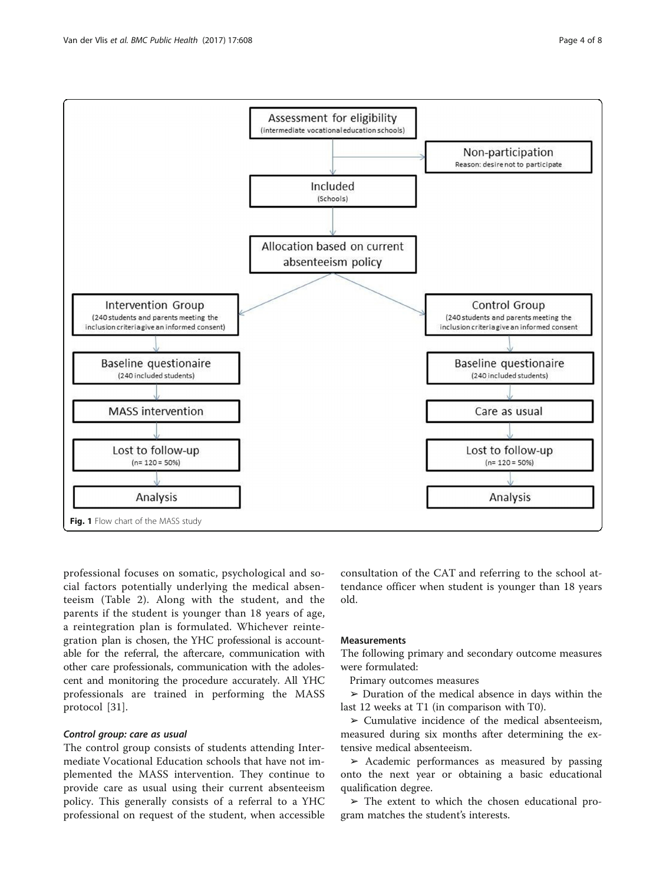Assessment for eligibility
(intermediate vocational education schools)

Non-participation
Reason: desire not to participate

Included
(Schools)

Allocation based on current absenteeism policy

| Intervention Group | Control Group |
| --- | --- |
| (240 students and parents meeting the inclusion criteria give an informed consent) | (240 students and parents meeting the inclusion criteria give an informed consent |
| Baseline questionaire (240 included students) | Baseline questionaire (240 included students) |
| MASS intervention | Care as usual |
| Lost to follow-up (n= 120 = 50%) | Lost to follow-up (n= 120 = 50%) |
| Analysis | Analysis |

**Fig. 1** Flow chart of the MASS study

professional focuses on somatic, psychological and social factors potentially underlying the medical absenteeism (Table 2). Along with the student, and the parents if the student is younger than 18 years of age, a reintegration plan is formulated. Whichever reintegration plan is chosen, the YHC professional is accountable for the referral, the aftercare, communication with other care professionals, communication with the adolescent and monitoring the procedure accurately. All YHC professionals are trained in performing the MASS protocol [31].

#### *Control group: care as usual*

The control group consists of students attending Intermediate Vocational Education schools that have not implemented the MASS intervention. They continue to provide care as usual using their current absenteeism policy. This generally consists of a referral to a YHC professional on request of the student, when accessible consultation of the CAT and referring to the school attendance officer when student is younger than 18 years old.

### Measurements

The following primary and secondary outcome measures were formulated:

Primary outcomes measures

➢ Duration of the medical absence in days within the last 12 weeks at T1 (in comparison with T0).

➢ Cumulative incidence of the medical absenteeism, measured during six months after determining the extensive medical absenteeism.

➢ Academic performances as measured by passing onto the next year or obtaining a basic educational qualification degree.

➢ The extent to which the chosen educational program matches the student's interests.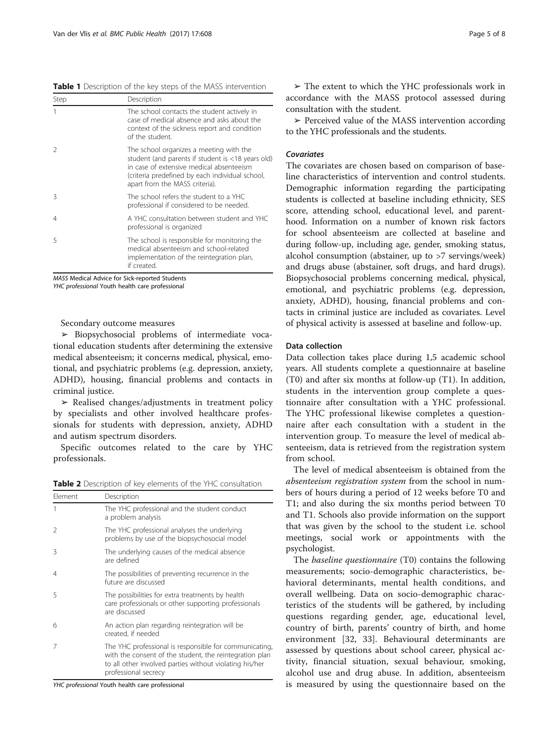**Table 1** Description of the key steps of the MASS intervention

| Step | Description |
| --- | --- |
| 1 | The school contacts the student actively in case of medical absence and asks about the context of the sickness report and condition of the student. |
| 2 | The school organizes a meeting with the student (and parents if student is <18 years old) in case of extensive medical absenteeism (criteria predefined by each individual school, apart from the MASS criteria). |
| 3 | The school refers the student to a YHC professional if considered to be needed. |
| 4 | A YHC consultation between student and YHC professional is organized |
| 5 | The school is responsible for monitoring the medical absenteeism and school-related implementation of the reintegration plan, if created. |

*MASS* Medical Advice for Sick-reported Students
*YHC professional* Youth health care professional

Secondary outcome measures

➢ Biopsychosocial problems of intermediate vocational education students after determining the extensive medical absenteeism; it concerns medical, physical, emotional, and psychiatric problems (e.g. depression, anxiety, ADHD), housing, financial problems and contacts in criminal justice.

➢ Realised changes/adjustments in treatment policy by specialists and other involved healthcare professionals for students with depression, anxiety, ADHD and autism spectrum disorders.

Specific outcomes related to the care by YHC professionals.

**Table 2** Description of key elements of the YHC consultation

| Element | Description |
| --- | --- |
| 1 | The YHC professional and the student conduct a problem analysis |
| 2 | The YHC professional analyses the underlying problems by use of the biopsychosocial model |
| 3 | The underlying causes of the medical absence are defined |
| 4 | The possibilities of preventing recurrence in the future are discussed |
| 5 | The possibilities for extra treatments by health care professionals or other supporting professionals are discussed |
| 6 | An action plan regarding reintegration will be created, if needed |
| 7 | The YHC professional is responsible for communicating, with the consent of the student, the reintegration plan to all other involved parties without violating his/her professional secrecy |

*YHC professional* Youth health care professional

➢ The extent to which the YHC professionals work in accordance with the MASS protocol assessed during consultation with the student.

➢ Perceived value of the MASS intervention according to the YHC professionals and the students.

#### *Covariates*

The covariates are chosen based on comparison of baseline characteristics of intervention and control students. Demographic information regarding the participating students is collected at baseline including ethnicity, SES score, attending school, educational level, and parenthood. Information on a number of known risk factors for school absenteeism are collected at baseline and during follow-up, including age, gender, smoking status, alcohol consumption (abstainer, up to >7 servings/week) and drugs abuse (abstainer, soft drugs, and hard drugs). Biopsychosocial problems concerning medical, physical, emotional, and psychiatric problems (e.g. depression, anxiety, ADHD), housing, financial problems and contacts in criminal justice are included as covariates. Level of physical activity is assessed at baseline and follow-up.

### Data collection

Data collection takes place during 1,5 academic school years. All students complete a questionnaire at baseline (T0) and after six months at follow-up (T1). In addition, students in the intervention group complete a questionnaire after consultation with a YHC professional. The YHC professional likewise completes a questionnaire after each consultation with a student in the intervention group. To measure the level of medical absenteeism, data is retrieved from the registration system from school.

The level of medical absenteeism is obtained from the *absenteeism registration system* from the school in numbers of hours during a period of 12 weeks before T0 and T1; and also during the six months period between T0 and T1. Schools also provide information on the support that was given by the school to the student i.e. school meetings, social work or appointments with the psychologist.

The *baseline questionnaire* (T0) contains the following measurements; socio-demographic characteristics, behavioral determinants, mental health conditions, and overall wellbeing. Data on socio-demographic characteristics of the students will be gathered, by including questions regarding gender, age, educational level, country of birth, parents' country of birth, and home environment [32, 33]. Behavioural determinants are assessed by questions about school career, physical activity, financial situation, sexual behaviour, smoking, alcohol use and drug abuse. In addition, absenteeism is measured by using the questionnaire based on the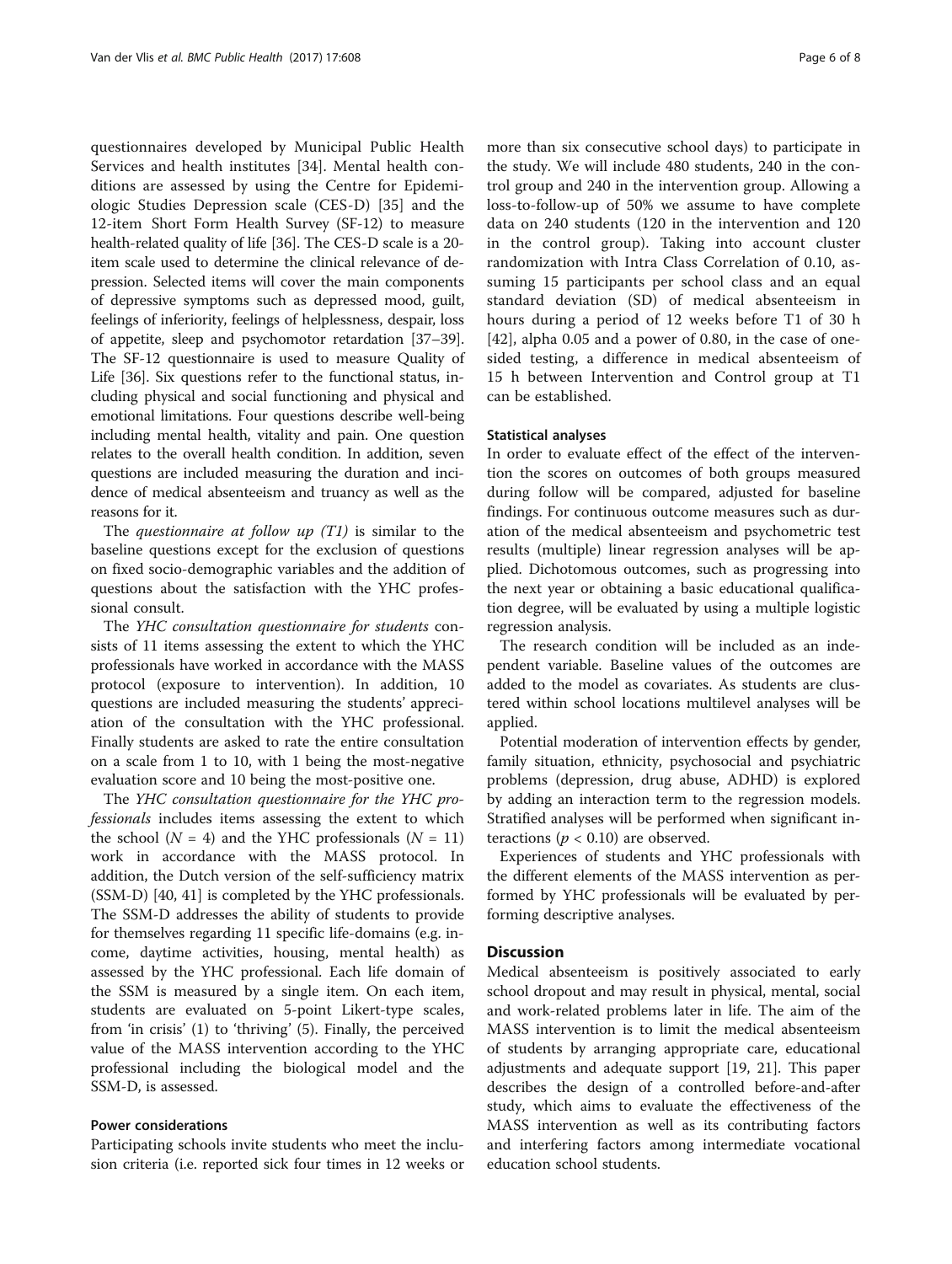questionnaires developed by Municipal Public Health Services and health institutes [34]. Mental health conditions are assessed by using the Centre for Epidemiologic Studies Depression scale (CES-D) [35] and the 12-item Short Form Health Survey (SF-12) to measure health-related quality of life [36]. The CES-D scale is a 20-item scale used to determine the clinical relevance of depression. Selected items will cover the main components of depressive symptoms such as depressed mood, guilt, feelings of inferiority, feelings of helplessness, despair, loss of appetite, sleep and psychomotor retardation [37–39]. The SF-12 questionnaire is used to measure Quality of Life [36]. Six questions refer to the functional status, including physical and social functioning and physical and emotional limitations. Four questions describe well-being including mental health, vitality and pain. One question relates to the overall health condition. In addition, seven questions are included measuring the duration and incidence of medical absenteeism and truancy as well as the reasons for it.

The *questionnaire at follow up (T1)* is similar to the baseline questions except for the exclusion of questions on fixed socio-demographic variables and the addition of questions about the satisfaction with the YHC professional consult.

The *YHC consultation questionnaire for students* consists of 11 items assessing the extent to which the YHC professionals have worked in accordance with the MASS protocol (exposure to intervention). In addition, 10 questions are included measuring the students' appreciation of the consultation with the YHC professional. Finally students are asked to rate the entire consultation on a scale from 1 to 10, with 1 being the most-negative evaluation score and 10 being the most-positive one.

The *YHC consultation questionnaire for the YHC professionals* includes items assessing the extent to which the school ($N = 4$) and the YHC professionals ($N = 11$) work in accordance with the MASS protocol. In addition, the Dutch version of the self-sufficiency matrix (SSM-D) [40, 41] is completed by the YHC professionals. The SSM-D addresses the ability of students to provide for themselves regarding 11 specific life-domains (e.g. income, daytime activities, housing, mental health) as assessed by the YHC professional. Each life domain of the SSM is measured by a single item. On each item, students are evaluated on 5-point Likert-type scales, from 'in crisis' (1) to 'thriving' (5). Finally, the perceived value of the MASS intervention according to the YHC professional including the biological model and the SSM-D, is assessed.

#### Power considerations

Participating schools invite students who meet the inclusion criteria (i.e. reported sick four times in 12 weeks or more than six consecutive school days) to participate in the study. We will include 480 students, 240 in the control group and 240 in the intervention group. Allowing a loss-to-follow-up of 50% we assume to have complete data on 240 students (120 in the intervention and 120 in the control group). Taking into account cluster randomization with Intra Class Correlation of 0.10, assuming 15 participants per school class and an equal standard deviation (SD) of medical absenteeism in hours during a period of 12 weeks before T1 of 30 h [42], alpha 0.05 and a power of 0.80, in the case of one-sided testing, a difference in medical absenteeism of 15 h between Intervention and Control group at T1 can be established.

#### Statistical analyses

In order to evaluate effect of the effect of the intervention the scores on outcomes of both groups measured during follow will be compared, adjusted for baseline findings. For continuous outcome measures such as duration of the medical absenteeism and psychometric test results (multiple) linear regression analyses will be applied. Dichotomous outcomes, such as progressing into the next year or obtaining a basic educational qualification degree, will be evaluated by using a multiple logistic regression analysis.

The research condition will be included as an independent variable. Baseline values of the outcomes are added to the model as covariates. As students are clustered within school locations multilevel analyses will be applied.

Potential moderation of intervention effects by gender, family situation, ethnicity, psychosocial and psychiatric problems (depression, drug abuse, ADHD) is explored by adding an interaction term to the regression models. Stratified analyses will be performed when significant interactions ($p < 0.10$) are observed.

Experiences of students and YHC professionals with the different elements of the MASS intervention as performed by YHC professionals will be evaluated by performing descriptive analyses.

## Discussion

Medical absenteeism is positively associated to early school dropout and may result in physical, mental, social and work-related problems later in life. The aim of the MASS intervention is to limit the medical absenteeism of students by arranging appropriate care, educational adjustments and adequate support [19, 21]. This paper describes the design of a controlled before-and-after study, which aims to evaluate the effectiveness of the MASS intervention as well as its contributing factors and interfering factors among intermediate vocational education school students.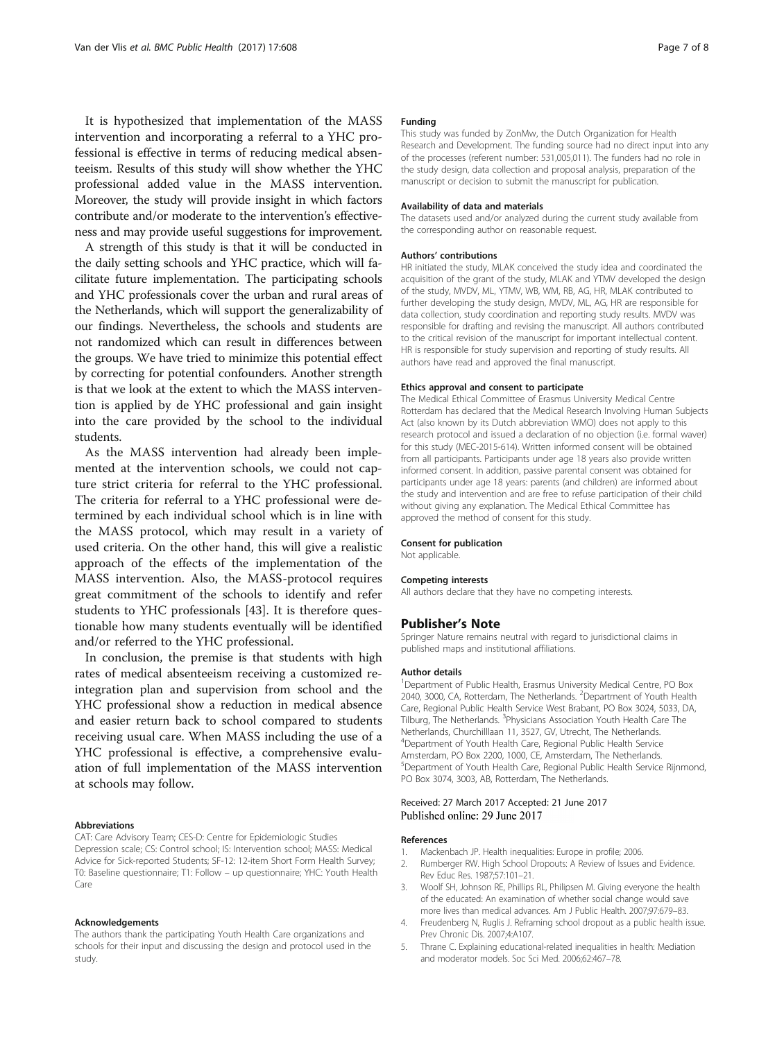It is hypothesized that implementation of the MASS intervention and incorporating a referral to a YHC professional is effective in terms of reducing medical absenteeism. Results of this study will show whether the YHC professional added value in the MASS intervention. Moreover, the study will provide insight in which factors contribute and/or moderate to the intervention's effectiveness and may provide useful suggestions for improvement.

A strength of this study is that it will be conducted in the daily setting schools and YHC practice, which will facilitate future implementation. The participating schools and YHC professionals cover the urban and rural areas of the Netherlands, which will support the generalizability of our findings. Nevertheless, the schools and students are not randomized which can result in differences between the groups. We have tried to minimize this potential effect by correcting for potential confounders. Another strength is that we look at the extent to which the MASS intervention is applied by de YHC professional and gain insight into the care provided by the school to the individual students.

As the MASS intervention had already been implemented at the intervention schools, we could not capture strict criteria for referral to the YHC professional. The criteria for referral to a YHC professional were determined by each individual school which is in line with the MASS protocol, which may result in a variety of used criteria. On the other hand, this will give a realistic approach of the effects of the implementation of the MASS intervention. Also, the MASS-protocol requires great commitment of the schools to identify and refer students to YHC professionals [43]. It is therefore questionable how many students eventually will be identified and/or referred to the YHC professional.

In conclusion, the premise is that students with high rates of medical absenteeism receiving a customized reintegration plan and supervision from school and the YHC professional show a reduction in medical absence and easier return back to school compared to students receiving usual care. When MASS including the use of a YHC professional is effective, a comprehensive evaluation of full implementation of the MASS intervention at schools may follow.

#### Abbreviations

CAT: Care Advisory Team; CES-D: Centre for Epidemiologic Studies Depression scale; CS: Control school; IS: Intervention school; MASS: Medical Advice for Sick-reported Students; SF-12: 12-item Short Form Health Survey; T0: Baseline questionnaire; T1: Follow – up questionnaire; YHC: Youth Health Care

#### Acknowledgements

The authors thank the participating Youth Health Care organizations and schools for their input and discussing the design and protocol used in the study.

#### Funding

This study was funded by ZonMw, the Dutch Organization for Health Research and Development. The funding source had no direct input into any of the processes (referent number: 531,005,011). The funders had no role in the study design, data collection and proposal analysis, preparation of the manuscript or decision to submit the manuscript for publication.

#### Availability of data and materials

The datasets used and/or analyzed during the current study available from the corresponding author on reasonable request.

#### Authors' contributions

HR initiated the study, MLAK conceived the study idea and coordinated the acquisition of the grant of the study, MLAK and YTMV developed the design of the study, MVDV, ML, YTMV, WB, WM, RB, AG, HR, MLAK contributed to further developing the study design, MVDV, ML, AG, HR are responsible for data collection, study coordination and reporting study results. MVDV was responsible for drafting and revising the manuscript. All authors contributed to the critical revision of the manuscript for important intellectual content. HR is responsible for study supervision and reporting of study results. All authors have read and approved the final manuscript.

#### Ethics approval and consent to participate

The Medical Ethical Committee of Erasmus University Medical Centre Rotterdam has declared that the Medical Research Involving Human Subjects Act (also known by its Dutch abbreviation WMO) does not apply to this research protocol and issued a declaration of no objection (i.e. formal waver) for this study (MEC-2015-614). Written informed consent will be obtained from all participants. Participants under age 18 years also provide written informed consent. In addition, passive parental consent was obtained for participants under age 18 years: parents (and children) are informed about the study and intervention and are free to refuse participation of their child without giving any explanation. The Medical Ethical Committee has approved the method of consent for this study.

#### Consent for publication

Not applicable.

#### Competing interests

All authors declare that they have no competing interests.

## Publisher's Note

Springer Nature remains neutral with regard to jurisdictional claims in published maps and institutional affiliations.

#### Author details

[1]Department of Public Health, Erasmus University Medical Centre, PO Box 2040, 3000, CA, Rotterdam, The Netherlands. [2]Department of Youth Health Care, Regional Public Health Service West Brabant, PO Box 3024, 5033, DA, Tilburg, The Netherlands. [3]Physicians Association Youth Health Care The Netherlands, Churchilllaan 11, 3527, GV, Utrecht, The Netherlands. [4]Department of Youth Health Care, Regional Public Health Service Amsterdam, PO Box 2200, 1000, CE, Amsterdam, The Netherlands. [5]Department of Youth Health Care, Regional Public Health Service Rijnmond, PO Box 3074, 3003, AB, Rotterdam, The Netherlands.

Received: 27 March 2017 Accepted: 21 June 2017
Published online: 29 June 2017

#### References

1. Mackenbach JP. Health inequalities: Europe in profile; 2006.
2. Rumberger RW. High School Dropouts: A Review of Issues and Evidence. Rev Educ Res. 1987;57:101–21.
3. Woolf SH, Johnson RE, Phillips RL, Philipsen M. Giving everyone the health of the educated: An examination of whether social change would save more lives than medical advances. Am J Public Health. 2007;97:679–83.
4. Freudenberg N, Ruglis J. Reframing school dropout as a public health issue. Prev Chronic Dis. 2007;4:A107.
5. Thrane C. Explaining educational-related inequalities in health: Mediation and moderator models. Soc Sci Med. 2006;62:467–78.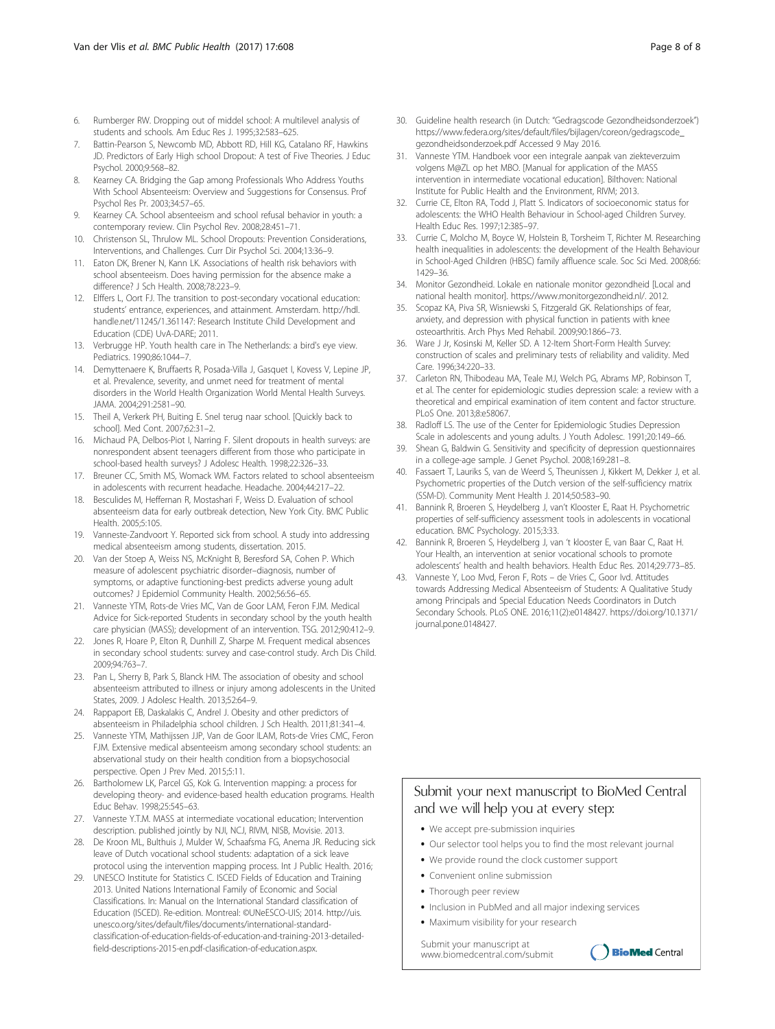6. Rumberger RW. Dropping out of middel school: A multilevel analysis of students and schools. Am Educ Res J. 1995;32:583–625.
7. Battin-Pearson S, Newcomb MD, Abbott RD, Hill KG, Catalano RF, Hawkins JD. Predictors of Early High school Dropout: A test of Five Theories. J Educ Psychol. 2000;9:568–82.
8. Kearney CA. Bridging the Gap among Professionals Who Address Youths With School Absenteeism: Overview and Suggestions for Consensus. Prof Psychol Res Pr. 2003;34:57–65.
9. Kearney CA. School absenteeism and school refusal behavior in youth: a contemporary review. Clin Psychol Rev. 2008;28:451–71.
10. Christenson SL, Thrulow ML. School Dropouts: Prevention Considerations, Interventions, and Challenges. Curr Dir Psychol Sci. 2004;13:36–9.
11. Eaton DK, Brener N, Kann LK. Associations of health risk behaviors with school absenteeism. Does having permission for the absence make a difference? J Sch Health. 2008;78:223–9.
12. Elffers L, Oort FJ. The transition to post-secondary vocational education: students' entrance, experiences, and attainment. Amsterdam. http://hdl.handle.net/11245/1.361147: Research Institute Child Development and Education (CDE) UvA-DARE; 2011.
13. Verbrugge HP. Youth health care in The Netherlands: a bird's eye view. Pediatrics. 1990;86:1044–7.
14. Demyttenaere K, Bruffaerts R, Posada-Villa J, Gasquet I, Kovess V, Lepine JP, et al. Prevalence, severity, and unmet need for treatment of mental disorders in the World Health Organization World Mental Health Surveys. JAMA. 2004;291:2581–90.
15. Theil A, Verkerk PH, Buiting E. Snel terug naar school. [Quickly back to school]. Med Cont. 2007;62:31–2.
16. Michaud PA, Delbos-Piot I, Narring F. Silent dropouts in health surveys: are nonrespondent absent teenagers different from those who participate in school-based health surveys? J Adolesc Health. 1998;22:326–33.
17. Breuner CC, Smith MS, Womack WM. Factors related to school absenteeism in adolescents with recurrent headache. Headache. 2004;44:217–22.
18. Besculides M, Heffernan R, Mostashari F, Weiss D. Evaluation of school absenteeism data for early outbreak detection, New York City. BMC Public Health. 2005;5:105.
19. Vanneste-Zandvoort Y. Reported sick from school. A study into addressing medical absenteeism among students, dissertation. 2015.
20. Van der Stoep A, Weiss NS, McKnight B, Beresford SA, Cohen P. Which measure of adolescent psychiatric disorder–diagnosis, number of symptoms, or adaptive functioning-best predicts adverse young adult outcomes? J Epidemiol Community Health. 2002;56:56–65.
21. Vanneste YTM, Rots-de Vries MC, Van de Goor LAM, Feron FJM. Medical Advice for Sick-reported Students in secondary school by the youth health care physician (MASS); development of an intervention. TSG. 2012;90:412–9.
22. Jones R, Hoare P, Elton R, Dunhill Z, Sharpe M. Frequent medical absences in secondary school students: survey and case-control study. Arch Dis Child. 2009;94:763–7.
23. Pan L, Sherry B, Park S, Blanck HM. The association of obesity and school absenteeism attributed to illness or injury among adolescents in the United States, 2009. J Adolesc Health. 2013;52:64–9.
24. Rappaport EB, Daskalakis C, Andrel J. Obesity and other predictors of absenteeism in Philadelphia school children. J Sch Health. 2011;81:341–4.
25. Vanneste YTM, Mathijssen JJP, Van de Goor ILAM, Rots-de Vries CMC, Feron FJM. Extensive medical absenteeism among secondary school students: an observational study on their health condition from a biopsychosocial perspective. Open J Prev Med. 2015;5:11.
26. Bartholomew LK, Parcel GS, Kok G. Intervention mapping: a process for developing theory- and evidence-based health education programs. Health Educ Behav. 1998;25:545–63.
27. Vanneste Y.T.M. MASS at intermediate vocational education; Intervention description. published jointly by NJI, NCJ, RIVM, NISB, Movisie. 2013.
28. De Kroon ML, Bulthuis J, Mulder W, Schaafsma FG, Anema JR. Reducing sick leave of Dutch vocational school students: adaptation of a sick leave protocol using the intervention mapping process. Int J Public Health. 2016;
29. UNESCO Institute for Statistics C. ISCED Fields of Education and Training 2013. United Nations International Family of Economic and Social Classifications. In: Manual on the International Standard classification of Education (ISCED). Re-edition. Montreal: ©UNeESCO-UIS; 2014. http://uis.unesco.org/sites/default/files/documents/international-standard-classification-of-education-fields-of-education-and-training-2013-detailed-field-descriptions-2015-en.pdf-clasification-of-education.aspx.
30. Guideline health research (in Dutch: "Gedragscode Gezondheidsonderzoek") https://www.federa.org/sites/default/files/bijlagen/coreon/gedragscode_gezondheidsonderzoek.pdf Accessed 9 May 2016.
31. Vanneste YTM. Handboek voor een integrale aanpak van ziekteverzuim volgens M@ZL op het MBO. [Manual for application of the MASS intervention in intermediate vocational education]. Bilthoven: National Institute for Public Health and the Environment, RIVM; 2013.
32. Currie CE, Elton RA, Todd J, Platt S. Indicators of socioeconomic status for adolescents: the WHO Health Behaviour in School-aged Children Survey. Health Educ Res. 1997;12:385–97.
33. Currie C, Molcho M, Boyce W, Holstein B, Torsheim T, Richter M. Researching health inequalities in adolescents: the development of the Health Behaviour in School-Aged Children (HBSC) family affluence scale. Soc Sci Med. 2008;66:1429–36.
34. Monitor Gezondheid. Lokale en nationale monitor gezondheid [Local and national health monitor]. https://www.monitorgezondheid.nl/. 2012.
35. Scopaz KA, Piva SR, Wisniewski S, Fitzgerald GK. Relationships of fear, anxiety, and depression with physical function in patients with knee osteoarthritis. Arch Phys Med Rehabil. 2009;90:1866–73.
36. Ware J Jr, Kosinski M, Keller SD. A 12-Item Short-Form Health Survey: construction of scales and preliminary tests of reliability and validity. Med Care. 1996;34:220–33.
37. Carleton RN, Thibodeau MA, Teale MJ, Welch PG, Abrams MP, Robinson T, et al. The center for epidemiologic studies depression scale: a review with a theoretical and empirical examination of item content and factor structure. PLoS One. 2013;8:e58067.
38. Radloff LS. The use of the Center for Epidemiologic Studies Depression Scale in adolescents and young adults. J Youth Adolesc. 1991;20:149–66.
39. Shean G, Baldwin G. Sensitivity and specificity of depression questionnaires in a college-age sample. J Genet Psychol. 2008;169:281–8.
40. Fassaert T, Lauriks S, van de Weerd S, Theunissen J, Kikkert M, Dekker J, et al. Psychometric properties of the Dutch version of the self-sufficiency matrix (SSM-D). Community Ment Health J. 2014;50:583–90.
41. Bannink R, Broeren S, Heydelberg J, van't Klooster E, Raat H. Psychometric properties of self-sufficiency assessment tools in adolescents in vocational education. BMC Psychology. 2015;3:33.
42. Bannink R, Broeren S, Heydelberg J, van 't klooster E, van Baar C, Raat H. Your Health, an intervention at senior vocational schools to promote adolescents' health and health behaviors. Health Educ Res. 2014;29:773–85.
43. Vanneste Y, Loo Mvd, Feron F, Rots – de Vries C, Goor Ivd. Attitudes towards Addressing Medical Absenteeism of Students: A Qualitative Study among Principals and Special Education Needs Coordinators in Dutch Secondary Schools. PLoS ONE. 2016;11(2):e0148427. https://doi.org/10.1371/journal.pone.0148427.

Submit your next manuscript to BioMed Central and we will help you at every step:

- We accept pre-submission inquiries
- Our selector tool helps you to find the most relevant journal
- We provide round the clock customer support
- Convenient online submission
- Thorough peer review
- Inclusion in PubMed and all major indexing services
- Maximum visibility for your research

Submit your manuscript at www.biomedcentral.com/submit

BioMed Central